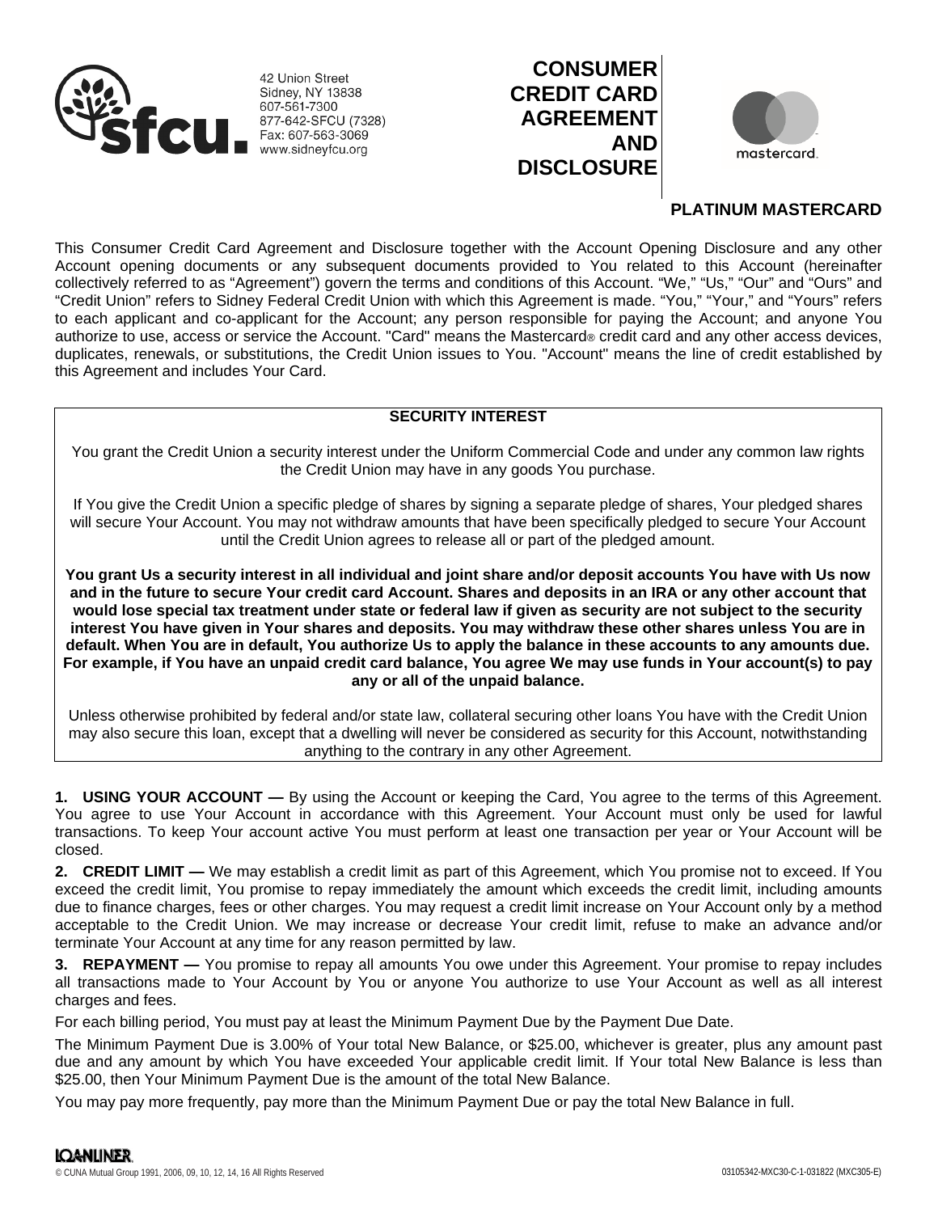42 Union Street
Sidney, NY 13838
607-561-7300
877-642-SFCU (7328)
Fax: 607-563-3069
www.sidneyfcu.org

# CONSUMER CREDIT CARD AGREEMENT AND DISCLOSURE

## PLATINUM MASTERCARD

This Consumer Credit Card Agreement and Disclosure together with the Account Opening Disclosure and any other Account opening documents or any subsequent documents provided to You related to this Account (hereinafter collectively referred to as "Agreement") govern the terms and conditions of this Account. "We," "Us," "Our" and "Ours" and "Credit Union" refers to Sidney Federal Credit Union with which this Agreement is made. "You," "Your," and "Yours" refers to each applicant and co-applicant for the Account; any person responsible for paying the Account; and anyone You authorize to use, access or service the Account. "Card" means the Mastercard® credit card and any other access devices, duplicates, renewals, or substitutions, the Credit Union issues to You. "Account" means the line of credit established by this Agreement and includes Your Card.

**SECURITY INTEREST**

You grant the Credit Union a security interest under the Uniform Commercial Code and under any common law rights the Credit Union may have in any goods You purchase.

If You give the Credit Union a specific pledge of shares by signing a separate pledge of shares, Your pledged shares will secure Your Account. You may not withdraw amounts that have been specifically pledged to secure Your Account until the Credit Union agrees to release all or part of the pledged amount.

**You grant Us a security interest in all individual and joint share and/or deposit accounts You have with Us now and in the future to secure Your credit card Account. Shares and deposits in an IRA or any other account that would lose special tax treatment under state or federal law if given as security are not subject to the security interest You have given in Your shares and deposits. You may withdraw these other shares unless You are in default. When You are in default, You authorize Us to apply the balance in these accounts to any amounts due. For example, if You have an unpaid credit card balance, You agree We may use funds in Your account(s) to pay any or all of the unpaid balance.**

Unless otherwise prohibited by federal and/or state law, collateral securing other loans You have with the Credit Union may also secure this loan, except that a dwelling will never be considered as security for this Account, notwithstanding anything to the contrary in any other Agreement.

**1. USING YOUR ACCOUNT —** By using the Account or keeping the Card, You agree to the terms of this Agreement. You agree to use Your Account in accordance with this Agreement. Your Account must only be used for lawful transactions. To keep Your account active You must perform at least one transaction per year or Your Account will be closed.

**2. CREDIT LIMIT —** We may establish a credit limit as part of this Agreement, which You promise not to exceed. If You exceed the credit limit, You promise to repay immediately the amount which exceeds the credit limit, including amounts due to finance charges, fees or other charges. You may request a credit limit increase on Your Account only by a method acceptable to the Credit Union. We may increase or decrease Your credit limit, refuse to make an advance and/or terminate Your Account at any time for any reason permitted by law.

**3. REPAYMENT —** You promise to repay all amounts You owe under this Agreement. Your promise to repay includes all transactions made to Your Account by You or anyone You authorize to use Your Account as well as all interest charges and fees.

For each billing period, You must pay at least the Minimum Payment Due by the Payment Due Date.

The Minimum Payment Due is 3.00% of Your total New Balance, or $25.00, whichever is greater, plus any amount past due and any amount by which You have exceeded Your applicable credit limit. If Your total New Balance is less than $25.00, then Your Minimum Payment Due is the amount of the total New Balance.

You may pay more frequently, pay more than the Minimum Payment Due or pay the total New Balance in full.

LOANLINER®
© CUNA Mutual Group 1991, 2006, 09, 10, 12, 14, 16 All Rights Reserved

03105342-MXC30-C-1-031822 (MXC305-E)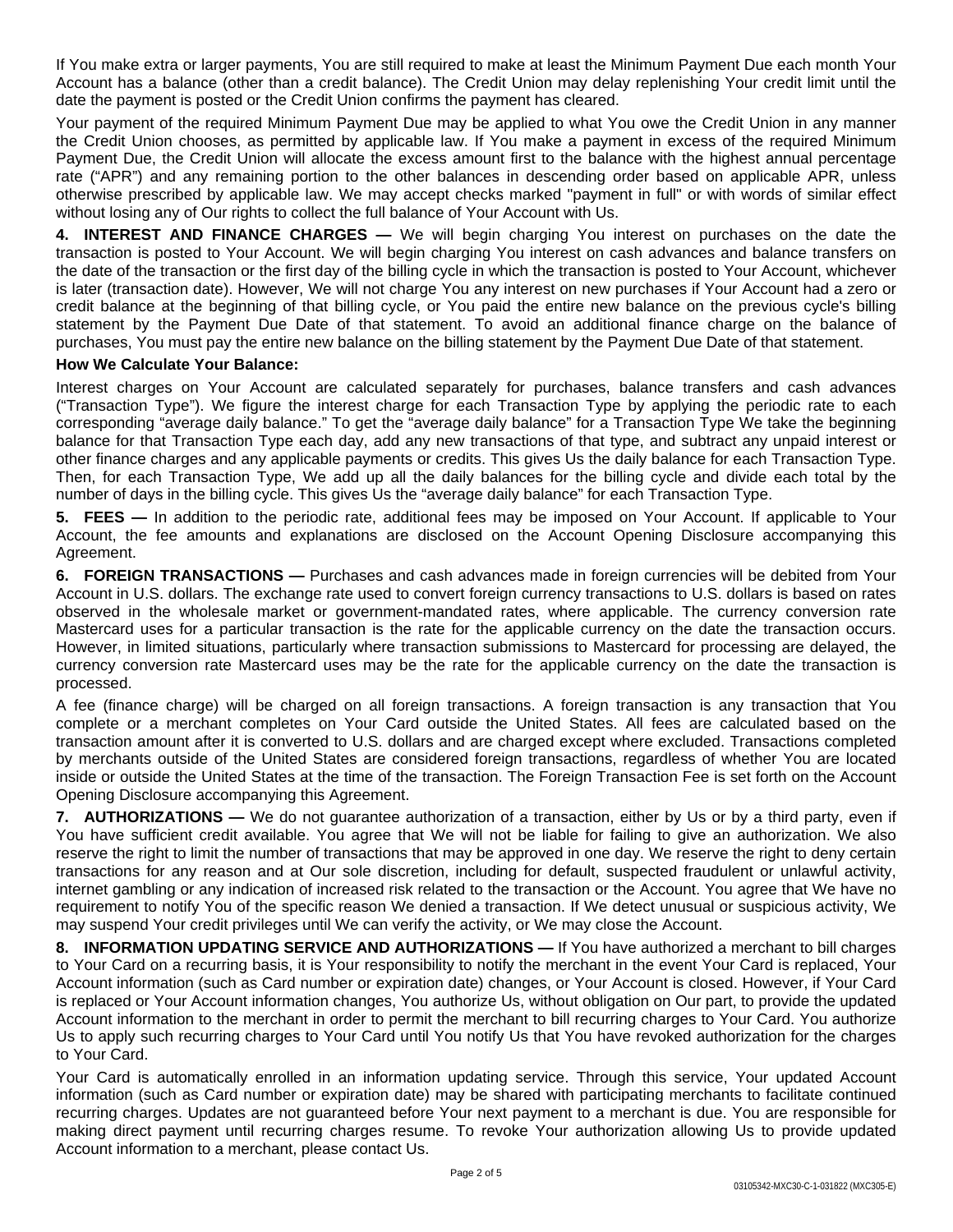If You make extra or larger payments, You are still required to make at least the Minimum Payment Due each month Your Account has a balance (other than a credit balance). The Credit Union may delay replenishing Your credit limit until the date the payment is posted or the Credit Union confirms the payment has cleared.

Your payment of the required Minimum Payment Due may be applied to what You owe the Credit Union in any manner the Credit Union chooses, as permitted by applicable law. If You make a payment in excess of the required Minimum Payment Due, the Credit Union will allocate the excess amount first to the balance with the highest annual percentage rate ("APR") and any remaining portion to the other balances in descending order based on applicable APR, unless otherwise prescribed by applicable law. We may accept checks marked "payment in full" or with words of similar effect without losing any of Our rights to collect the full balance of Your Account with Us.

**4. INTEREST AND FINANCE CHARGES —** We will begin charging You interest on purchases on the date the transaction is posted to Your Account. We will begin charging You interest on cash advances and balance transfers on the date of the transaction or the first day of the billing cycle in which the transaction is posted to Your Account, whichever is later (transaction date). However, We will not charge You any interest on new purchases if Your Account had a zero or credit balance at the beginning of that billing cycle, or You paid the entire new balance on the previous cycle's billing statement by the Payment Due Date of that statement. To avoid an additional finance charge on the balance of purchases, You must pay the entire new balance on the billing statement by the Payment Due Date of that statement.

**How We Calculate Your Balance:**

Interest charges on Your Account are calculated separately for purchases, balance transfers and cash advances ("Transaction Type"). We figure the interest charge for each Transaction Type by applying the periodic rate to each corresponding "average daily balance." To get the "average daily balance" for a Transaction Type We take the beginning balance for that Transaction Type each day, add any new transactions of that type, and subtract any unpaid interest or other finance charges and any applicable payments or credits. This gives Us the daily balance for each Transaction Type. Then, for each Transaction Type, We add up all the daily balances for the billing cycle and divide each total by the number of days in the billing cycle. This gives Us the "average daily balance" for each Transaction Type.

**5. FEES —** In addition to the periodic rate, additional fees may be imposed on Your Account. If applicable to Your Account, the fee amounts and explanations are disclosed on the Account Opening Disclosure accompanying this Agreement.

**6. FOREIGN TRANSACTIONS —** Purchases and cash advances made in foreign currencies will be debited from Your Account in U.S. dollars. The exchange rate used to convert foreign currency transactions to U.S. dollars is based on rates observed in the wholesale market or government-mandated rates, where applicable. The currency conversion rate Mastercard uses for a particular transaction is the rate for the applicable currency on the date the transaction occurs. However, in limited situations, particularly where transaction submissions to Mastercard for processing are delayed, the currency conversion rate Mastercard uses may be the rate for the applicable currency on the date the transaction is processed.

A fee (finance charge) will be charged on all foreign transactions. A foreign transaction is any transaction that You complete or a merchant completes on Your Card outside the United States. All fees are calculated based on the transaction amount after it is converted to U.S. dollars and are charged except where excluded. Transactions completed by merchants outside of the United States are considered foreign transactions, regardless of whether You are located inside or outside the United States at the time of the transaction. The Foreign Transaction Fee is set forth on the Account Opening Disclosure accompanying this Agreement.

**7. AUTHORIZATIONS —** We do not guarantee authorization of a transaction, either by Us or by a third party, even if You have sufficient credit available. You agree that We will not be liable for failing to give an authorization. We also reserve the right to limit the number of transactions that may be approved in one day. We reserve the right to deny certain transactions for any reason and at Our sole discretion, including for default, suspected fraudulent or unlawful activity, internet gambling or any indication of increased risk related to the transaction or the Account. You agree that We have no requirement to notify You of the specific reason We denied a transaction. If We detect unusual or suspicious activity, We may suspend Your credit privileges until We can verify the activity, or We may close the Account.

**8. INFORMATION UPDATING SERVICE AND AUTHORIZATIONS —** If You have authorized a merchant to bill charges to Your Card on a recurring basis, it is Your responsibility to notify the merchant in the event Your Card is replaced, Your Account information (such as Card number or expiration date) changes, or Your Account is closed. However, if Your Card is replaced or Your Account information changes, You authorize Us, without obligation on Our part, to provide the updated Account information to the merchant in order to permit the merchant to bill recurring charges to Your Card. You authorize Us to apply such recurring charges to Your Card until You notify Us that You have revoked authorization for the charges to Your Card.

Your Card is automatically enrolled in an information updating service. Through this service, Your updated Account information (such as Card number or expiration date) may be shared with participating merchants to facilitate continued recurring charges. Updates are not guaranteed before Your next payment to a merchant is due. You are responsible for making direct payment until recurring charges resume. To revoke Your authorization allowing Us to provide updated Account information to a merchant, please contact Us.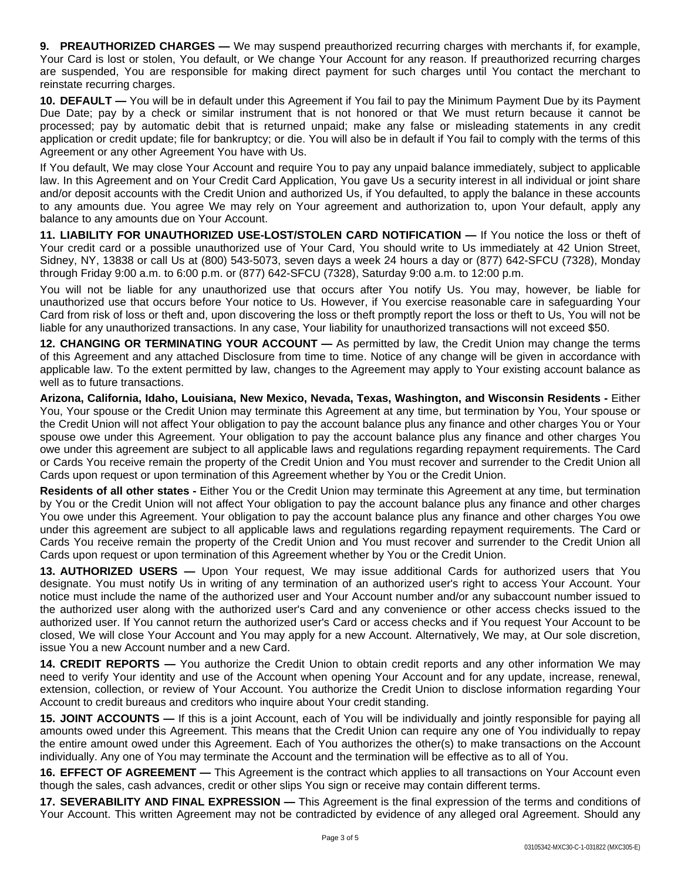**9. PREAUTHORIZED CHARGES —** We may suspend preauthorized recurring charges with merchants if, for example, Your Card is lost or stolen, You default, or We change Your Account for any reason. If preauthorized recurring charges are suspended, You are responsible for making direct payment for such charges until You contact the merchant to reinstate recurring charges.

**10. DEFAULT —** You will be in default under this Agreement if You fail to pay the Minimum Payment Due by its Payment Due Date; pay by a check or similar instrument that is not honored or that We must return because it cannot be processed; pay by automatic debit that is returned unpaid; make any false or misleading statements in any credit application or credit update; file for bankruptcy; or die. You will also be in default if You fail to comply with the terms of this Agreement or any other Agreement You have with Us.

If You default, We may close Your Account and require You to pay any unpaid balance immediately, subject to applicable law. In this Agreement and on Your Credit Card Application, You gave Us a security interest in all individual or joint share and/or deposit accounts with the Credit Union and authorized Us, if You defaulted, to apply the balance in these accounts to any amounts due. You agree We may rely on Your agreement and authorization to, upon Your default, apply any balance to any amounts due on Your Account.

**11. LIABILITY FOR UNAUTHORIZED USE-LOST/STOLEN CARD NOTIFICATION —** If You notice the loss or theft of Your credit card or a possible unauthorized use of Your Card, You should write to Us immediately at 42 Union Street, Sidney, NY, 13838 or call Us at (800) 543-5073, seven days a week 24 hours a day or (877) 642-SFCU (7328), Monday through Friday 9:00 a.m. to 6:00 p.m. or (877) 642-SFCU (7328), Saturday 9:00 a.m. to 12:00 p.m.

You will not be liable for any unauthorized use that occurs after You notify Us. You may, however, be liable for unauthorized use that occurs before Your notice to Us. However, if You exercise reasonable care in safeguarding Your Card from risk of loss or theft and, upon discovering the loss or theft promptly report the loss or theft to Us, You will not be liable for any unauthorized transactions. In any case, Your liability for unauthorized transactions will not exceed $50.

**12. CHANGING OR TERMINATING YOUR ACCOUNT —** As permitted by law, the Credit Union may change the terms of this Agreement and any attached Disclosure from time to time. Notice of any change will be given in accordance with applicable law. To the extent permitted by law, changes to the Agreement may apply to Your existing account balance as well as to future transactions.

**Arizona, California, Idaho, Louisiana, New Mexico, Nevada, Texas, Washington, and Wisconsin Residents -** Either You, Your spouse or the Credit Union may terminate this Agreement at any time, but termination by You, Your spouse or the Credit Union will not affect Your obligation to pay the account balance plus any finance and other charges You or Your spouse owe under this Agreement. Your obligation to pay the account balance plus any finance and other charges You owe under this agreement are subject to all applicable laws and regulations regarding repayment requirements. The Card or Cards You receive remain the property of the Credit Union and You must recover and surrender to the Credit Union all Cards upon request or upon termination of this Agreement whether by You or the Credit Union.

**Residents of all other states -** Either You or the Credit Union may terminate this Agreement at any time, but termination by You or the Credit Union will not affect Your obligation to pay the account balance plus any finance and other charges You owe under this Agreement. Your obligation to pay the account balance plus any finance and other charges You owe under this agreement are subject to all applicable laws and regulations regarding repayment requirements. The Card or Cards You receive remain the property of the Credit Union and You must recover and surrender to the Credit Union all Cards upon request or upon termination of this Agreement whether by You or the Credit Union.

**13. AUTHORIZED USERS —** Upon Your request, We may issue additional Cards for authorized users that You designate. You must notify Us in writing of any termination of an authorized user's right to access Your Account. Your notice must include the name of the authorized user and Your Account number and/or any subaccount number issued to the authorized user along with the authorized user's Card and any convenience or other access checks issued to the authorized user. If You cannot return the authorized user's Card or access checks and if You request Your Account to be closed, We will close Your Account and You may apply for a new Account. Alternatively, We may, at Our sole discretion, issue You a new Account number and a new Card.

**14. CREDIT REPORTS —** You authorize the Credit Union to obtain credit reports and any other information We may need to verify Your identity and use of the Account when opening Your Account and for any update, increase, renewal, extension, collection, or review of Your Account. You authorize the Credit Union to disclose information regarding Your Account to credit bureaus and creditors who inquire about Your credit standing.

**15. JOINT ACCOUNTS —** If this is a joint Account, each of You will be individually and jointly responsible for paying all amounts owed under this Agreement. This means that the Credit Union can require any one of You individually to repay the entire amount owed under this Agreement. Each of You authorizes the other(s) to make transactions on the Account individually. Any one of You may terminate the Account and the termination will be effective as to all of You.

**16. EFFECT OF AGREEMENT —** This Agreement is the contract which applies to all transactions on Your Account even though the sales, cash advances, credit or other slips You sign or receive may contain different terms.

**17. SEVERABILITY AND FINAL EXPRESSION —** This Agreement is the final expression of the terms and conditions of Your Account. This written Agreement may not be contradicted by evidence of any alleged oral Agreement. Should any

03105342-MXC30-C-1-031822 (MXC305-E)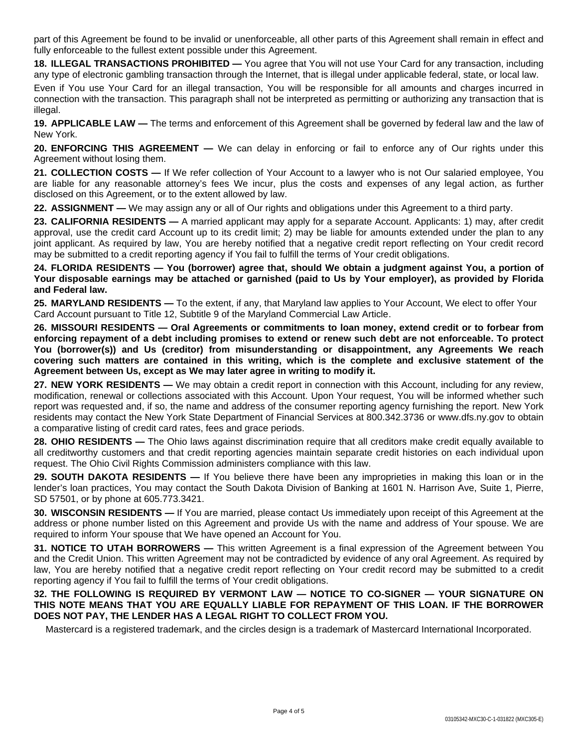part of this Agreement be found to be invalid or unenforceable, all other parts of this Agreement shall remain in effect and fully enforceable to the fullest extent possible under this Agreement.

**18. ILLEGAL TRANSACTIONS PROHIBITED —** You agree that You will not use Your Card for any transaction, including any type of electronic gambling transaction through the Internet, that is illegal under applicable federal, state, or local law.

Even if You use Your Card for an illegal transaction, You will be responsible for all amounts and charges incurred in connection with the transaction. This paragraph shall not be interpreted as permitting or authorizing any transaction that is illegal.

**19. APPLICABLE LAW —** The terms and enforcement of this Agreement shall be governed by federal law and the law of New York.

**20. ENFORCING THIS AGREEMENT —** We can delay in enforcing or fail to enforce any of Our rights under this Agreement without losing them.

**21. COLLECTION COSTS —** If We refer collection of Your Account to a lawyer who is not Our salaried employee, You are liable for any reasonable attorney's fees We incur, plus the costs and expenses of any legal action, as further disclosed on this Agreement, or to the extent allowed by law.

**22. ASSIGNMENT —** We may assign any or all of Our rights and obligations under this Agreement to a third party.

**23. CALIFORNIA RESIDENTS —** A married applicant may apply for a separate Account. Applicants: 1) may, after credit approval, use the credit card Account up to its credit limit; 2) may be liable for amounts extended under the plan to any joint applicant. As required by law, You are hereby notified that a negative credit report reflecting on Your credit record may be submitted to a credit reporting agency if You fail to fulfill the terms of Your credit obligations.

**24. FLORIDA RESIDENTS — You (borrower) agree that, should We obtain a judgment against You, a portion of Your disposable earnings may be attached or garnished (paid to Us by Your employer), as provided by Florida and Federal law.**

**25. MARYLAND RESIDENTS —** To the extent, if any, that Maryland law applies to Your Account, We elect to offer Your Card Account pursuant to Title 12, Subtitle 9 of the Maryland Commercial Law Article.

**26. MISSOURI RESIDENTS — Oral Agreements or commitments to loan money, extend credit or to forbear from enforcing repayment of a debt including promises to extend or renew such debt are not enforceable. To protect You (borrower(s)) and Us (creditor) from misunderstanding or disappointment, any Agreements We reach covering such matters are contained in this writing, which is the complete and exclusive statement of the Agreement between Us, except as We may later agree in writing to modify it.**

**27. NEW YORK RESIDENTS —** We may obtain a credit report in connection with this Account, including for any review, modification, renewal or collections associated with this Account. Upon Your request, You will be informed whether such report was requested and, if so, the name and address of the consumer reporting agency furnishing the report. New York residents may contact the New York State Department of Financial Services at 800.342.3736 or www.dfs.ny.gov to obtain a comparative listing of credit card rates, fees and grace periods.

**28. OHIO RESIDENTS —** The Ohio laws against discrimination require that all creditors make credit equally available to all creditworthy customers and that credit reporting agencies maintain separate credit histories on each individual upon request. The Ohio Civil Rights Commission administers compliance with this law.

**29. SOUTH DAKOTA RESIDENTS —** If You believe there have been any improprieties in making this loan or in the lender's loan practices, You may contact the South Dakota Division of Banking at 1601 N. Harrison Ave, Suite 1, Pierre, SD 57501, or by phone at 605.773.3421.

**30. WISCONSIN RESIDENTS —** If You are married, please contact Us immediately upon receipt of this Agreement at the address or phone number listed on this Agreement and provide Us with the name and address of Your spouse. We are required to inform Your spouse that We have opened an Account for You.

**31. NOTICE TO UTAH BORROWERS —** This written Agreement is a final expression of the Agreement between You and the Credit Union. This written Agreement may not be contradicted by evidence of any oral Agreement. As required by law, You are hereby notified that a negative credit report reflecting on Your credit record may be submitted to a credit reporting agency if You fail to fulfill the terms of Your credit obligations.

**32. THE FOLLOWING IS REQUIRED BY VERMONT LAW — NOTICE TO CO-SIGNER — YOUR SIGNATURE ON THIS NOTE MEANS THAT YOU ARE EQUALLY LIABLE FOR REPAYMENT OF THIS LOAN. IF THE BORROWER DOES NOT PAY, THE LENDER HAS A LEGAL RIGHT TO COLLECT FROM YOU.**

Mastercard is a registered trademark, and the circles design is a trademark of Mastercard International Incorporated.

03105342-MXC30-C-1-031822 (MXC305-E)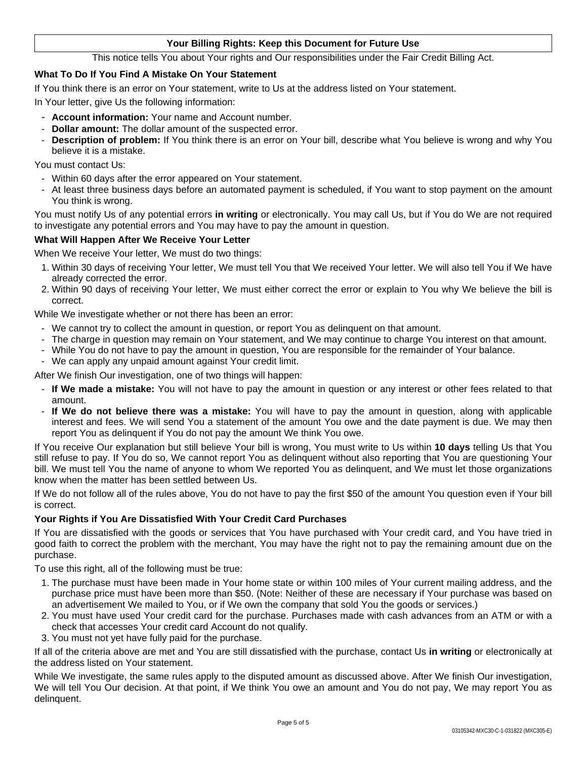## Your Billing Rights: Keep this Document for Future Use

This notice tells You about Your rights and Our responsibilities under the Fair Credit Billing Act.

### What To Do If You Find A Mistake On Your Statement

If You think there is an error on Your statement, write to Us at the address listed on Your statement.

In Your letter, give Us the following information:

- **Account information:** Your name and Account number.
- **Dollar amount:** The dollar amount of the suspected error.
- **Description of problem:** If You think there is an error on Your bill, describe what You believe is wrong and why You believe it is a mistake.

You must contact Us:

- Within 60 days after the error appeared on Your statement.
- At least three business days before an automated payment is scheduled, if You want to stop payment on the amount You think is wrong.

You must notify Us of any potential errors **in writing** or electronically. You may call Us, but if You do We are not required to investigate any potential errors and You may have to pay the amount in question.

### What Will Happen After We Receive Your Letter

When We receive Your letter, We must do two things:

1. Within 30 days of receiving Your letter, We must tell You that We received Your letter. We will also tell You if We have already corrected the error.
2. Within 90 days of receiving Your letter, We must either correct the error or explain to You why We believe the bill is correct.

While We investigate whether or not there has been an error:

- We cannot try to collect the amount in question, or report You as delinquent on that amount.
- The charge in question may remain on Your statement, and We may continue to charge You interest on that amount.
- While You do not have to pay the amount in question, You are responsible for the remainder of Your balance.
- We can apply any unpaid amount against Your credit limit.

After We finish Our investigation, one of two things will happen:

- **If We made a mistake:** You will not have to pay the amount in question or any interest or other fees related to that amount.
- **If We do not believe there was a mistake:** You will have to pay the amount in question, along with applicable interest and fees. We will send You a statement of the amount You owe and the date payment is due. We may then report You as delinquent if You do not pay the amount We think You owe.

If You receive Our explanation but still believe Your bill is wrong, You must write to Us within **10 days** telling Us that You still refuse to pay. If You do so, We cannot report You as delinquent without also reporting that You are questioning Your bill. We must tell You the name of anyone to whom We reported You as delinquent, and We must let those organizations know when the matter has been settled between Us.

If We do not follow all of the rules above, You do not have to pay the first $50 of the amount You question even if Your bill is correct.

### Your Rights if You Are Dissatisfied With Your Credit Card Purchases

If You are dissatisfied with the goods or services that You have purchased with Your credit card, and You have tried in good faith to correct the problem with the merchant, You may have the right not to pay the remaining amount due on the purchase.

To use this right, all of the following must be true:

1. The purchase must have been made in Your home state or within 100 miles of Your current mailing address, and the purchase price must have been more than $50. (Note: Neither of these are necessary if Your purchase was based on an advertisement We mailed to You, or if We own the company that sold You the goods or services.)
2. You must have used Your credit card for the purchase. Purchases made with cash advances from an ATM or with a check that accesses Your credit card Account do not qualify.
3. You must not yet have fully paid for the purchase.

If all of the criteria above are met and You are still dissatisfied with the purchase, contact Us **in writing** or electronically at the address listed on Your statement.

While We investigate, the same rules apply to the disputed amount as discussed above. After We finish Our investigation, We will tell You Our decision. At that point, if We think You owe an amount and You do not pay, We may report You as delinquent.

03105342-MXC30-C-1-031822 (MXC305-E)